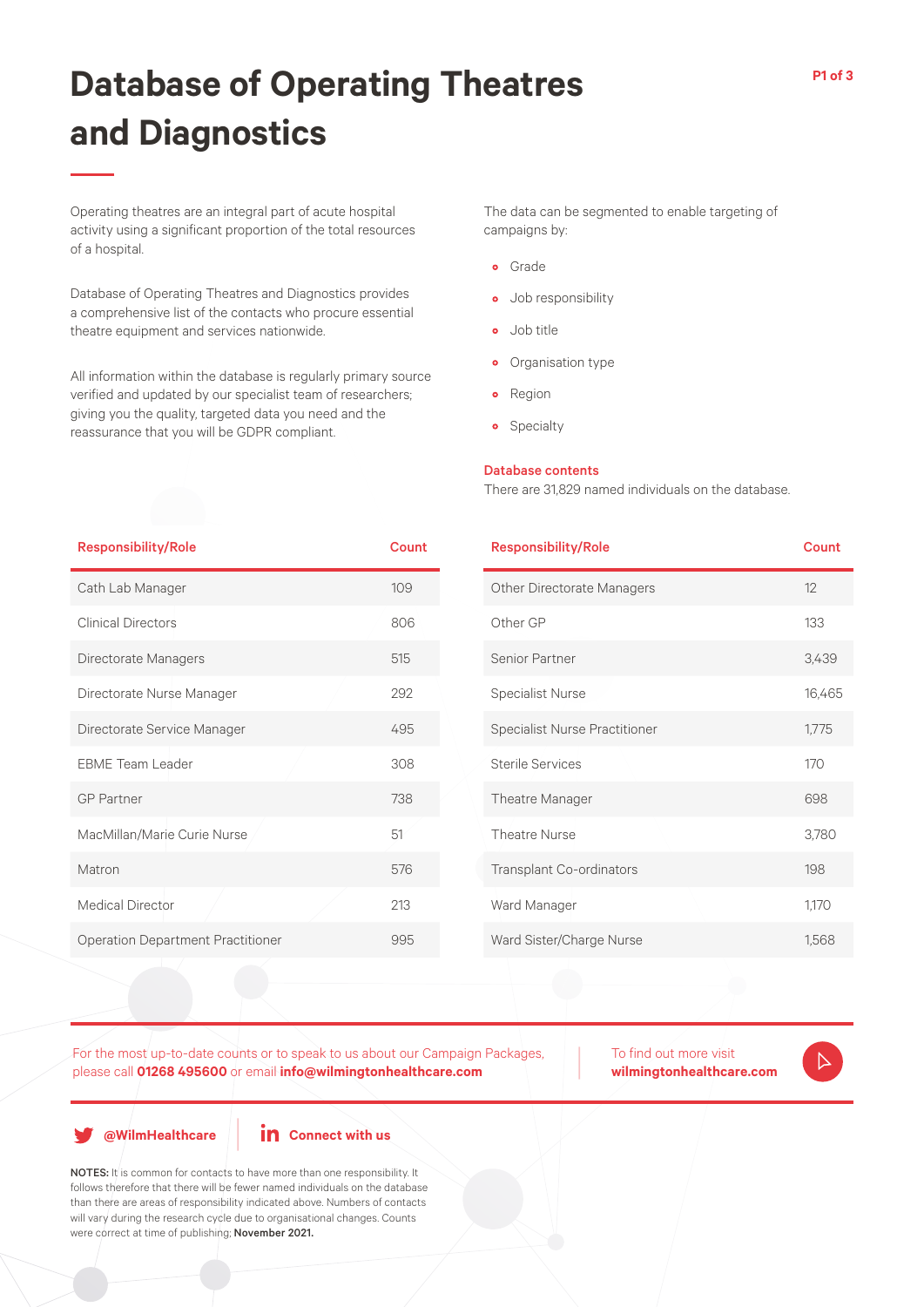# Database of Operating Theatres and Diagnostics

Operating theatres are an integral part of acute hospital activity using a significant proportion of the total resources of a hospital.

Database of Operating Theatres and Diagnostics provides a comprehensive list of the contacts who procure essential theatre equipment and services nationwide.

All information within the database is regularly primary source verified and updated by our specialist team of researchers; giving you the quality, targeted data you need and the reassurance that you will be GDPR compliant.

The data can be segmented to enable targeting of campaigns by:

- Grade
- Job responsibility
- Job title
- Organisation type
- Region
- Specialty

**Database contents**

There are 31,829 named individuals on the database.

| Responsibility/Role | Count |
|---|---|
| Cath Lab Manager | 109 |
| Clinical Directors | 806 |
| Directorate Managers | 515 |
| Directorate Nurse Manager | 292 |
| Directorate Service Manager | 495 |
| EBME Team Leader | 308 |
| GP Partner | 738 |
| MacMillan/Marie Curie Nurse | 51 |
| Matron | 576 |
| Medical Director | 213 |
| Operation Department Practitioner | 995 |
| Other Directorate Managers | 12 |
| Other GP | 133 |
| Senior Partner | 3,439 |
| Specialist Nurse | 16,465 |
| Specialist Nurse Practitioner | 1,775 |
| Sterile Services | 170 |
| Theatre Manager | 698 |
| Theatre Nurse | 3,780 |
| Transplant Co-ordinators | 198 |
| Ward Manager | 1,170 |
| Ward Sister/Charge Nurse | 1,568 |

For the most up-to-date counts or to speak to us about our Campaign Packages, please call **01268 495600** or email **info@wilmingtonhealthcare.com**

To find out more visit **wilmingtonhealthcare.com**

**@WilmHealthcare** | **Connect with us**

**NOTES:** It is common for contacts to have more than one responsibility. It follows therefore that there will be fewer named individuals on the database than there are areas of responsibility indicated above. Numbers of contacts will vary during the research cycle due to organisational changes. Counts were correct at time of publishing; **November 2021.**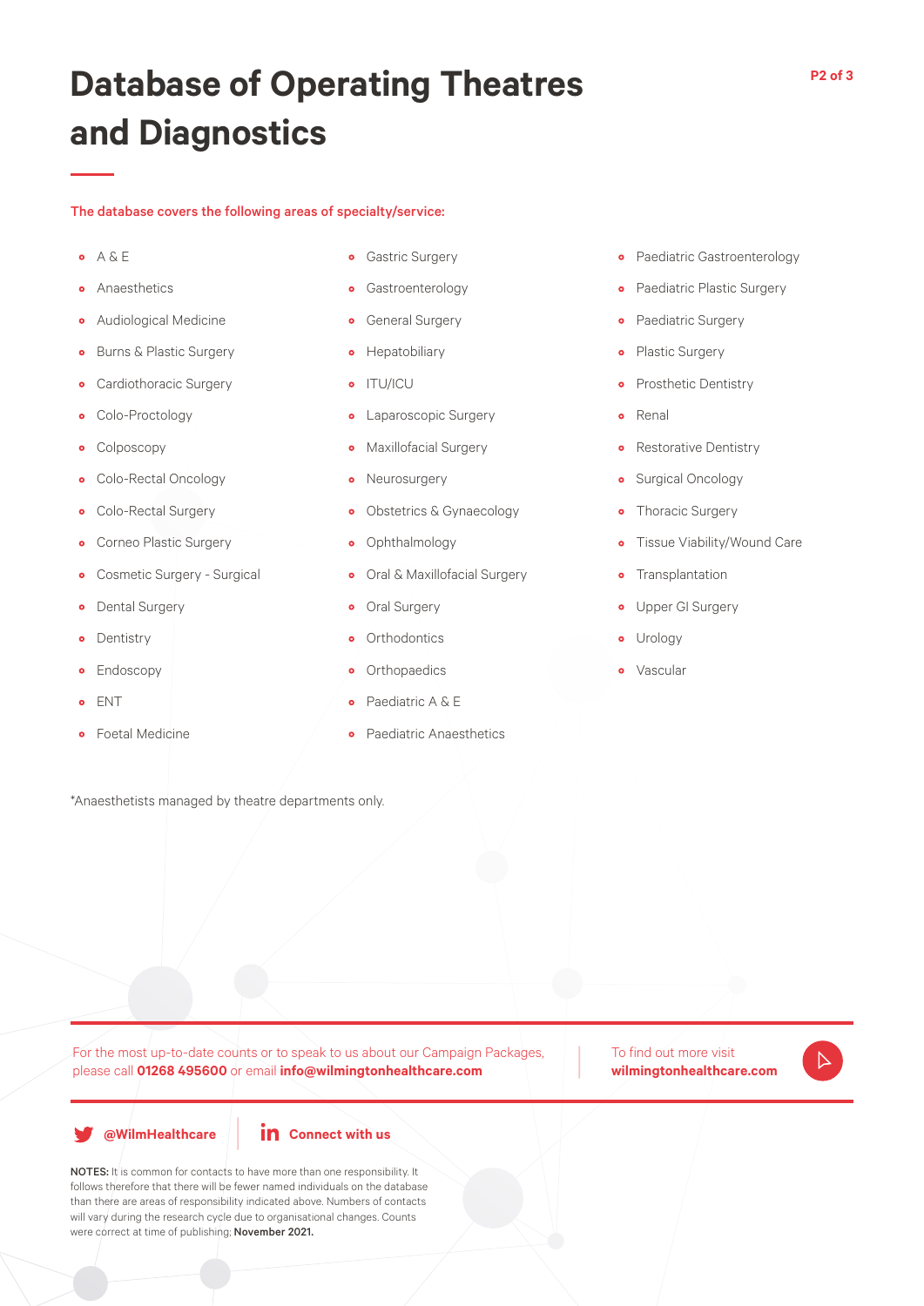# Database of Operating Theatres and Diagnostics

**The database covers the following areas of specialty/service:**

- A & E
- Anaesthetics
- Audiological Medicine
- Burns & Plastic Surgery
- Cardiothoracic Surgery
- Colo-Proctology
- Colposcopy
- Colo-Rectal Oncology
- Colo-Rectal Surgery
- Corneo Plastic Surgery
- Cosmetic Surgery - Surgical
- Dental Surgery
- Dentistry
- Endoscopy
- ENT
- Foetal Medicine
- Gastric Surgery
- Gastroenterology
- General Surgery
- Hepatobiliary
- ITU/ICU
- Laparoscopic Surgery
- Maxillofacial Surgery
- Neurosurgery
- Obstetrics & Gynaecology
- Ophthalmology
- Oral & Maxillofacial Surgery
- Oral Surgery
- Orthodontics
- Orthopaedics
- Paediatric A & E
- Paediatric Anaesthetics
- Paediatric Gastroenterology
- Paediatric Plastic Surgery
- Paediatric Surgery
- Plastic Surgery
- Prosthetic Dentistry
- Renal
- Restorative Dentistry
- Surgical Oncology
- Thoracic Surgery
- Tissue Viability/Wound Care
- Transplantation
- Upper GI Surgery
- Urology
- Vascular

*Anaesthetists managed by theatre departments only.

For the most up-to-date counts or to speak to us about our Campaign Packages, please call **01268 495600** or email **info@wilmingtonhealthcare.com**

To find out more visit **wilmingtonhealthcare.com**

**@WilmHealthcare** | **Connect with us**

**NOTES:** It is common for contacts to have more than one responsibility. It follows therefore that there will be fewer named individuals on the database than there are areas of responsibility indicated above. Numbers of contacts will vary during the research cycle due to organisational changes. Counts were correct at time of publishing; **November 2021.**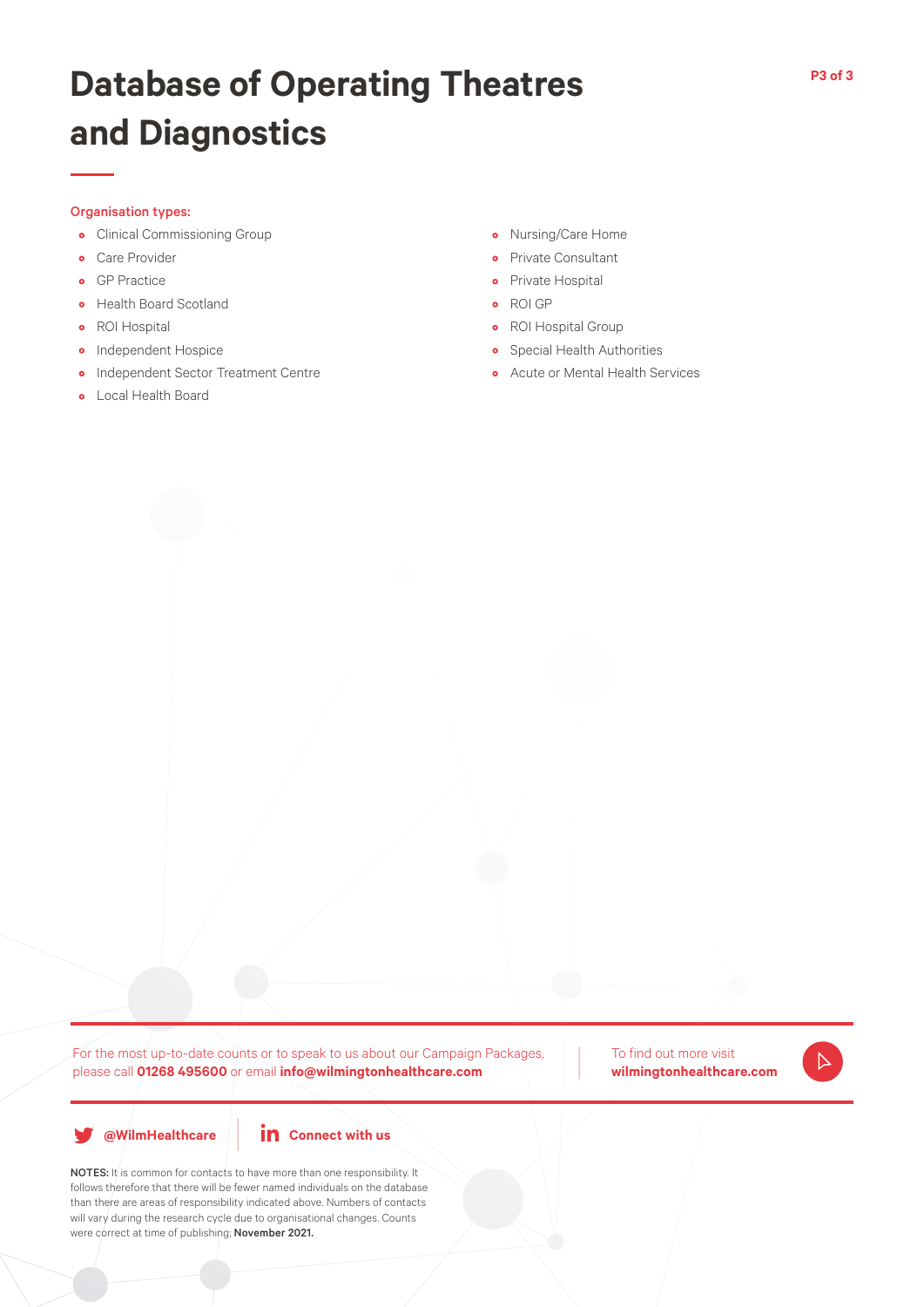# Database of Operating Theatres and Diagnostics

**Organisation types:**

- Clinical Commissioning Group
- Care Provider
- GP Practice
- Health Board Scotland
- ROI Hospital
- Independent Hospice
- Independent Sector Treatment Centre
- Local Health Board
- Nursing/Care Home
- Private Consultant
- Private Hospital
- ROI GP
- ROI Hospital Group
- Special Health Authorities
- Acute or Mental Health Services

For the most up-to-date counts or to speak to us about our Campaign Packages, please call **01268 495600** or email **info@wilmingtonhealthcare.com**

To find out more visit **wilmingtonhealthcare.com**

**@WilmHealthcare**

**Connect with us**

**NOTES:** It is common for contacts to have more than one responsibility. It follows therefore that there will be fewer named individuals on the database than there are areas of responsibility indicated above. Numbers of contacts will vary during the research cycle due to organisational changes. Counts were correct at time of publishing; **November 2021.**